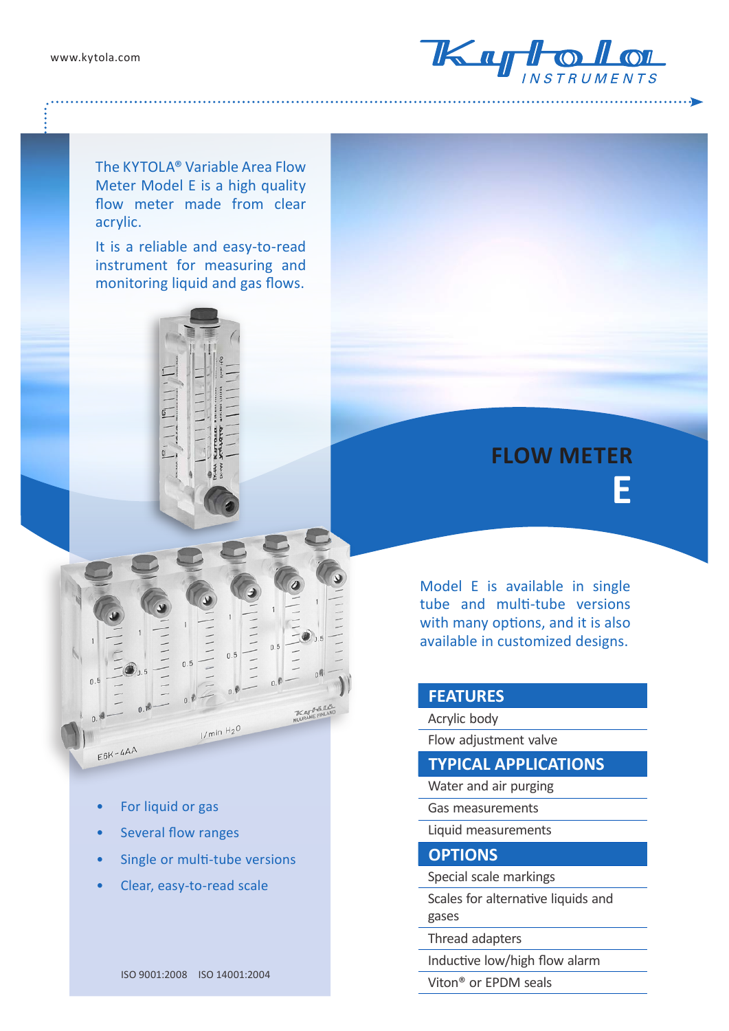www.kytola.com

Kytola INSTRUMENTS

The KYTOLA® Variable Area Flow Meter Model E is a high quality flow meter made from clear acrylic.

It is a reliable and easy-to-read instrument for measuring and monitoring liquid and gas flows.

# FLOW METER E

Model E is available in single tube and multi-tube versions with many options, and it is also available in customized designs.

- For liquid or gas
- Several flow ranges
- Single or multi-tube versions
- Clear, easy-to-read scale

## FEATURES

- Acrylic body
- Flow adjustment valve

## TYPICAL APPLICATIONS

- Water and air purging
- Gas measurements
- Liquid measurements

## OPTIONS

- Special scale markings
- Scales for alternative liquids and gases
- Thread adapters
- Inductive low/high flow alarm
- Viton® or EPDM seals

ISO 9001:2008 ISO 14001:2004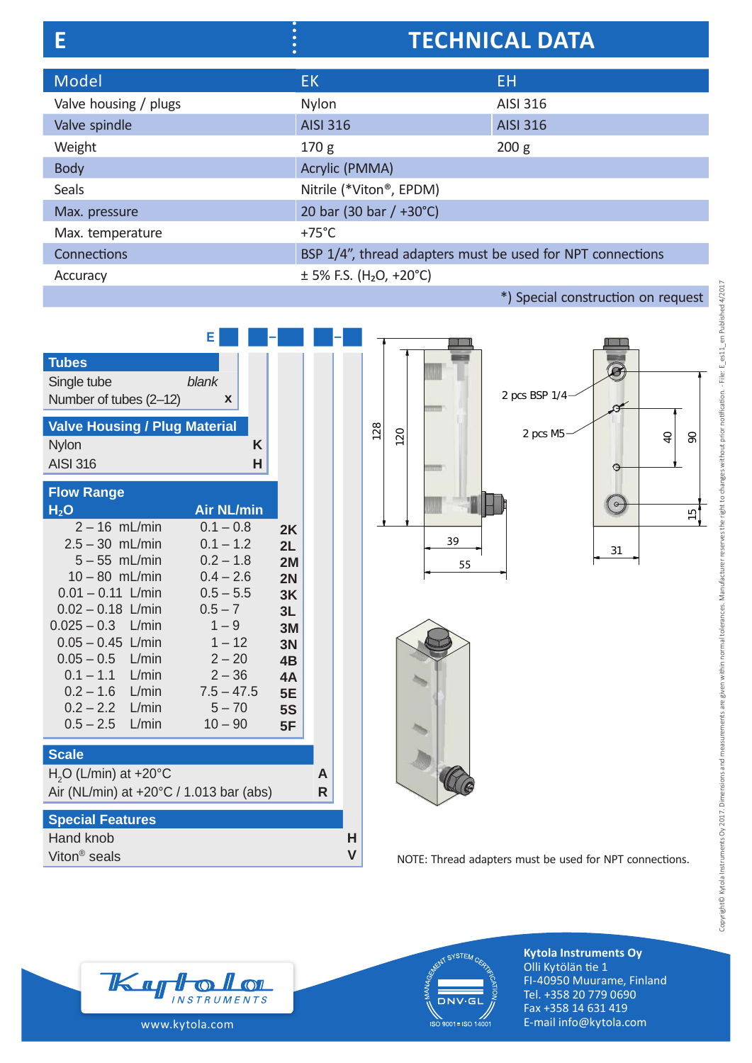# E TECHNICAL DATA

| Model | EK | EH |
|---|---|---|
| Valve housing / plugs | Nylon | AISI 316 |
| Valve spindle | AISI 316 | AISI 316 |
| Weight | 170 g | 200 g |
| Body | Acrylic (PMMA) | |
| Seals | Nitrile (*Viton®, EPDM) | |
| Max. pressure | 20 bar (30 bar / +30°C) | |
| Max. temperature | +75°C | |
| Connections | BSP 1/4”, thread adapters must be used for NPT connections | |
| Accuracy | ± 5% F.S. ($H_2O$, +20°C) | |

*) Special construction on request

E ▢ ▢ - ▢ ▢ - ▢ ▢

## Tubes

| | |
|---|---|
| Single tube | *blank* |
| Number of tubes (2–12) | x |

## Valve Housing / Plug Material

| | |
|---|---|
| Nylon | K |
| AISI 316 | H |

## Flow Range

| $H_2O$ | Air NL/min | |
|---|---|---|
| 2 – 16 mL/min | 0.1 – 0.8 | 2K |
| 2.5 – 30 mL/min | 0.1 – 1.2 | 2L |
| 5 – 55 mL/min | 0.2 – 1.8 | 2M |
| 10 – 80 mL/min | 0.4 – 2.6 | 2N |
| 0.01 – 0.11 L/min | 0.5 – 5.5 | 3K |
| 0.02 – 0.18 L/min | 0.5 – 7 | 3L |
| 0.025 – 0.3 L/min | 1 – 9 | 3M |
| 0.05 – 0.45 L/min | 1 – 12 | 3N |
| 0.05 – 0.5 L/min | 2 – 20 | 4B |
| 0.1 – 1.1 L/min | 2 – 36 | 4A |
| 0.2 – 1.6 L/min | 7.5 – 47.5 | 5E |
| 0.2 – 2.2 L/min | 5 – 70 | 5S |
| 0.5 – 2.5 L/min | 10 – 90 | 5F |

## Scale

| | |
|---|---|
| $H_2O$ (L/min) at +20°C | A |
| Air (NL/min) at +20°C / 1.013 bar (abs) | R |

## Special Features

| | |
|---|---|
| Hand knob | H |
| Viton® seals | V |

128
120
39
55
2 pcs BSP 1/4
2 pcs M5
40
90
15
31

NOTE: Thread adapters must be used for NPT connections.

Copyright© Kytola Instruments Oy 2017. Dimensions and measurements are given within normal tolerances. Manufacturer reserves the right to changes without prior notification. - File: E_es11_en Published 4/2017

Kytola INSTRUMENTS

www.kytola.com

MANAGEMENT SYSTEM CERTIFICATION DNV·GL ISO 9001 ≡ ISO 14001

**Kytola Instruments Oy**
Olli Kytölän tie 1
FI-40950 Muurame, Finland
Tel. +358 20 779 0690
Fax +358 14 631 419
E-mail info@kytola.com